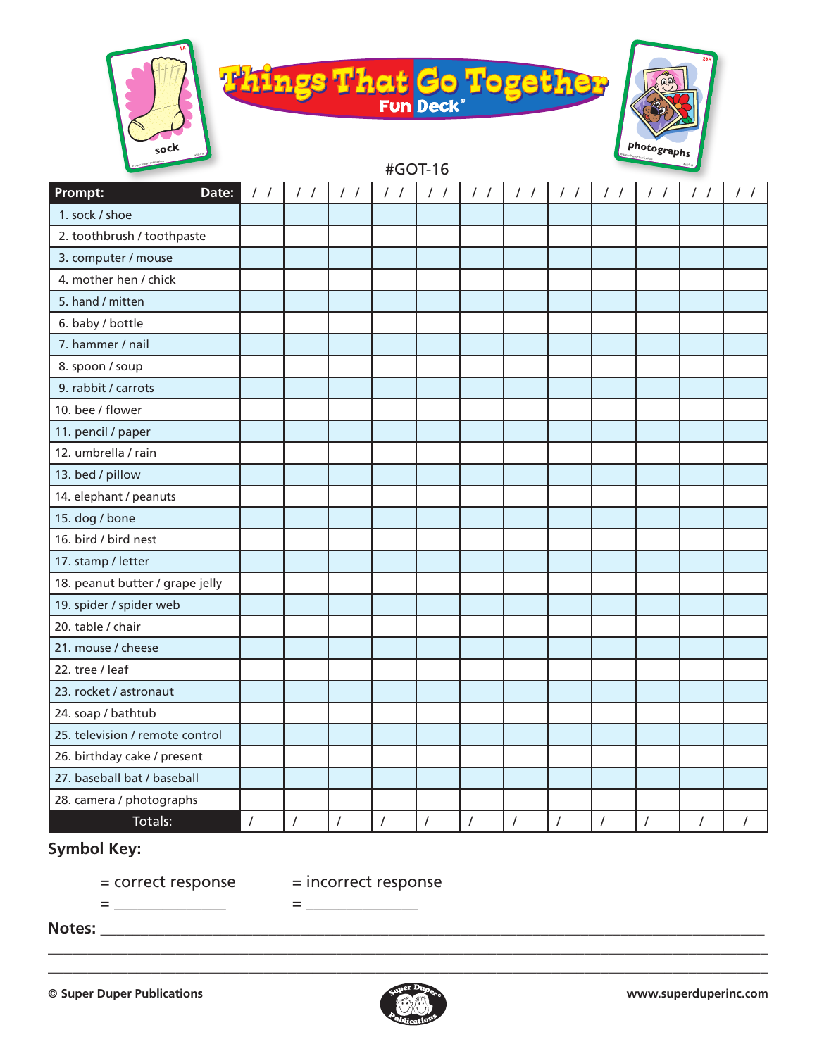# Things That Go Together Fun Deck®

#GOT-16

| Prompt: Date: | / / | / / | / / | / / | / / | / / | / / | / / | / / | / / | / / | / / |
|---|---|---|---|---|---|---|---|---|---|---|---|---|
| 1. sock / shoe | | | | | | | | | | | | |
| 2. toothbrush / toothpaste | | | | | | | | | | | | |
| 3. computer / mouse | | | | | | | | | | | | |
| 4. mother hen / chick | | | | | | | | | | | | |
| 5. hand / mitten | | | | | | | | | | | | |
| 6. baby / bottle | | | | | | | | | | | | |
| 7. hammer / nail | | | | | | | | | | | | |
| 8. spoon / soup | | | | | | | | | | | | |
| 9. rabbit / carrots | | | | | | | | | | | | |
| 10. bee / flower | | | | | | | | | | | | |
| 11. pencil / paper | | | | | | | | | | | | |
| 12. umbrella / rain | | | | | | | | | | | | |
| 13. bed / pillow | | | | | | | | | | | | |
| 14. elephant / peanuts | | | | | | | | | | | | |
| 15. dog / bone | | | | | | | | | | | | |
| 16. bird / bird nest | | | | | | | | | | | | |
| 17. stamp / letter | | | | | | | | | | | | |
| 18. peanut butter / grape jelly | | | | | | | | | | | | |
| 19. spider / spider web | | | | | | | | | | | | |
| 20. table / chair | | | | | | | | | | | | |
| 21. mouse / cheese | | | | | | | | | | | | |
| 22. tree / leaf | | | | | | | | | | | | |
| 23. rocket / astronaut | | | | | | | | | | | | |
| 24. soap / bathtub | | | | | | | | | | | | |
| 25. television / remote control | | | | | | | | | | | | |
| 26. birthday cake / present | | | | | | | | | | | | |
| 27. baseball bat / baseball | | | | | | | | | | | | |
| 28. camera / photographs | | | | | | | | | | | | |
| Totals: | / | / | / | / | / | / | / | / | / | / | / | / |

**Symbol Key:**

= correct response = incorrect response

= _______________ = _______________

**Notes:** ____________________________________________________________________________

________________________________________________________________________________

________________________________________________________________________________

© Super Duper Publications www.superduperinc.com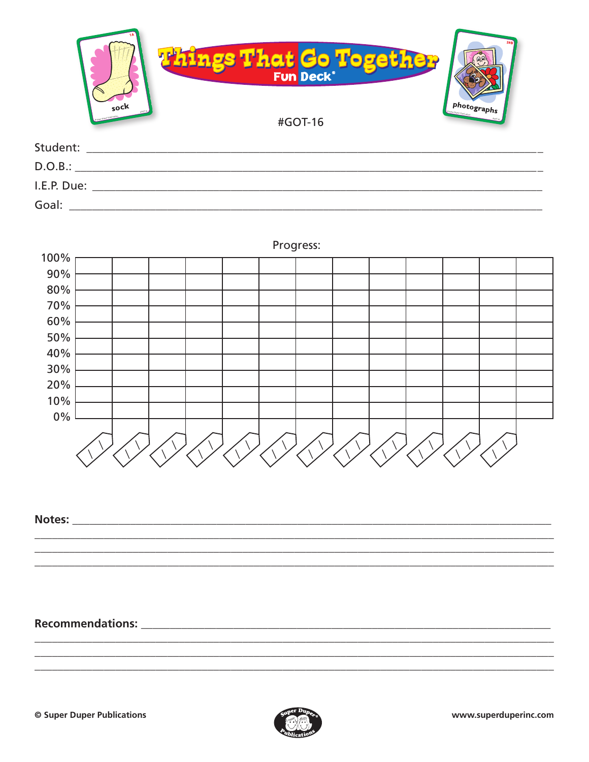# Things That Go Together Fun Deck®

#GOT-16

Student: ______________________________

D.O.B.: ______________________________

I.E.P. Due: ______________________________

Goal: ______________________________

Progress:

100%
90%
80%
70%
60%
50%
40%
30%
20%
10%
0%

**Notes:** ______________________________

______________________________

______________________________

______________________________

**Recommendations:** ______________________________

______________________________

______________________________

______________________________

© Super Duper Publications

www.superduperinc.com